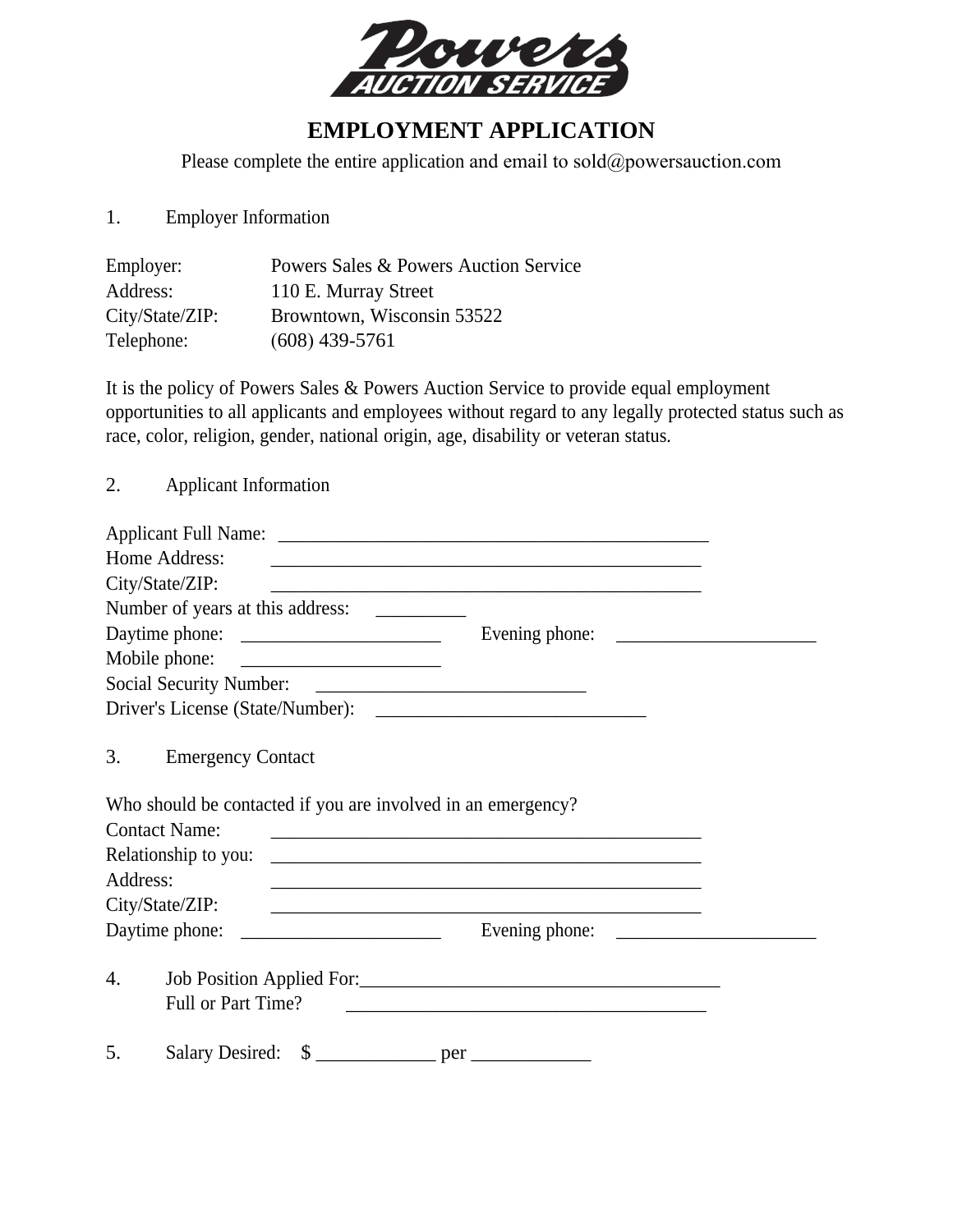Powers AUCTION SERVICE

# EMPLOYMENT APPLICATION

Please complete the entire application and email to sold@powersauction.com

1. Employer Information

Employer: Powers Sales & Powers Auction Service
Address: 110 E. Murray Street
City/State/ZIP: Browntown, Wisconsin 53522
Telephone: (608) 439-5761

It is the policy of Powers Sales & Powers Auction Service to provide equal employment opportunities to all applicants and employees without regard to any legally protected status such as race, color, religion, gender, national origin, age, disability or veteran status.

2. Applicant Information

Applicant Full Name: ______________________________________________
Home Address: ______________________________________________
City/State/ZIP: ______________________________________________
Number of years at this address: _________
Daytime phone: _____________________ Evening phone: _____________________
Mobile phone: _____________________
Social Security Number: ____________________________
Driver's License (State/Number): ____________________________

3. Emergency Contact

Who should be contacted if you are involved in an emergency?
Contact Name: ______________________________________________
Relationship to you: ______________________________________________
Address: ______________________________________________
City/State/ZIP: ______________________________________________
Daytime phone: _____________________ Evening phone: _____________________

4. Job Position Applied For:______________________________________
Full or Part Time? ______________________________________

5. Salary Desired: $ ____________ per ____________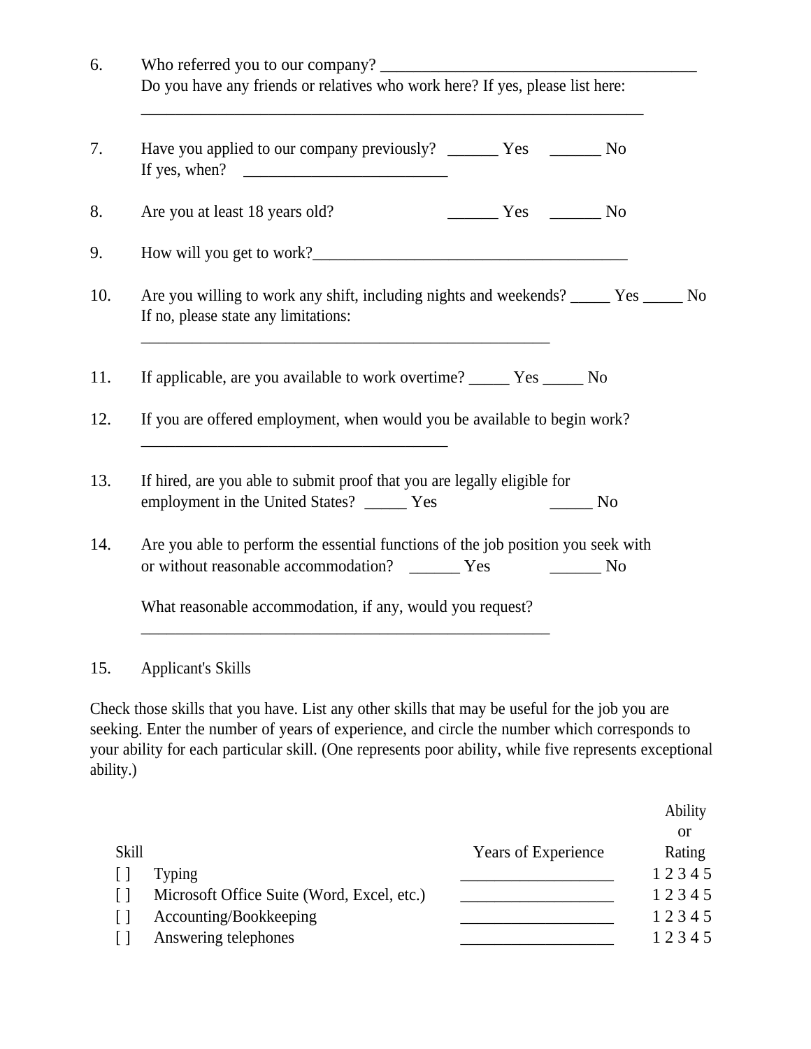6. Who referred you to our company? ________________________________________
   Do you have any friends or relatives who work here? If yes, please list here:
   _________________________________________________________________

7. Have you applied to our company previously? ______ Yes ______ No
   If yes, when? __________________________

8. Are you at least 18 years old? ______ Yes ______ No

9. How will you get to work?________________________________________

10. Are you willing to work any shift, including nights and weekends? _____ Yes _____ No
    If no, please state any limitations:
    _____________________________________________________

11. If applicable, are you available to work overtime? _____ Yes _____ No

12. If you are offered employment, when would you be available to begin work?
    ________________________________________

13. If hired, are you able to submit proof that you are legally eligible for employment in the United States? _____ Yes _____ No

14. Are you able to perform the essential functions of the job position you seek with or without reasonable accommodation? ______ Yes ______ No

    What reasonable accommodation, if any, would you request?
    _____________________________________________________

15. Applicant's Skills

Check those skills that you have. List any other skills that may be useful for the job you are seeking. Enter the number of years of experience, and circle the number which corresponds to your ability for each particular skill. (One represents poor ability, while five represents exceptional ability.)

| Skill | | Years of Experience | Ability or Rating |
|---|---|---|---|
| [ ] | Typing | ____________________ | 1 2 3 4 5 |
| [ ] | Microsoft Office Suite (Word, Excel, etc.) | ____________________ | 1 2 3 4 5 |
| [ ] | Accounting/Bookkeeping | ____________________ | 1 2 3 4 5 |
| [ ] | Answering telephones | ____________________ | 1 2 3 4 5 |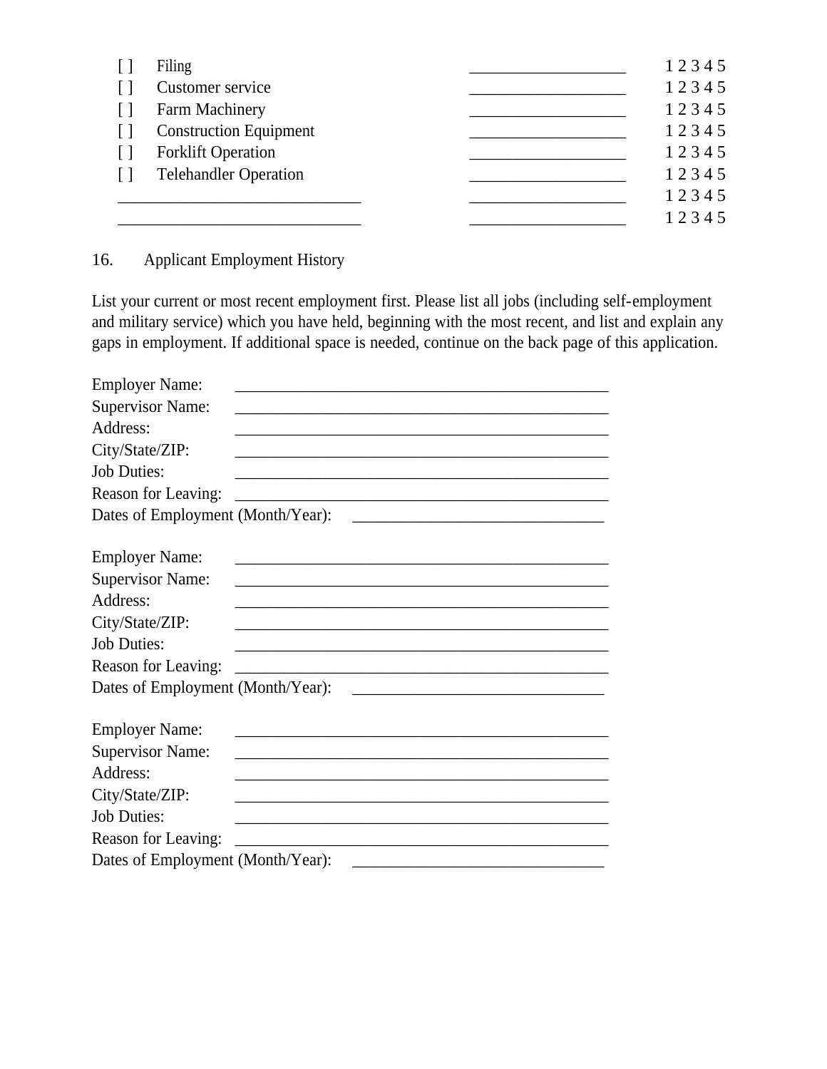| | Skill | | Rating |
|---|---|---|---|
| [ ] | Filing | ___________________ | 1 2 3 4 5 |
| [ ] | Customer service | ___________________ | 1 2 3 4 5 |
| [ ] | Farm Machinery | ___________________ | 1 2 3 4 5 |
| [ ] | Construction Equipment | ___________________ | 1 2 3 4 5 |
| [ ] | Forklift Operation | ___________________ | 1 2 3 4 5 |
| [ ] | Telehandler Operation | ___________________ | 1 2 3 4 5 |
| | _____________________________ | ___________________ | 1 2 3 4 5 |
| | _____________________________ | ___________________ | 1 2 3 4 5 |

16. Applicant Employment History

List your current or most recent employment first. Please list all jobs (including self-employment and military service) which you have held, beginning with the most recent, and list and explain any gaps in employment. If additional space is needed, continue on the back page of this application.

Employer Name: ______________________________________________
Supervisor Name: ______________________________________________
Address: ______________________________________________
City/State/ZIP: ______________________________________________
Job Duties: ______________________________________________
Reason for Leaving: ______________________________________________
Dates of Employment (Month/Year): ______________________________

Employer Name: ______________________________________________
Supervisor Name: ______________________________________________
Address: ______________________________________________
City/State/ZIP: ______________________________________________
Job Duties: ______________________________________________
Reason for Leaving: ______________________________________________
Dates of Employment (Month/Year): ______________________________

Employer Name: ______________________________________________
Supervisor Name: ______________________________________________
Address: ______________________________________________
City/State/ZIP: ______________________________________________
Job Duties: ______________________________________________
Reason for Leaving: ______________________________________________
Dates of Employment (Month/Year): ______________________________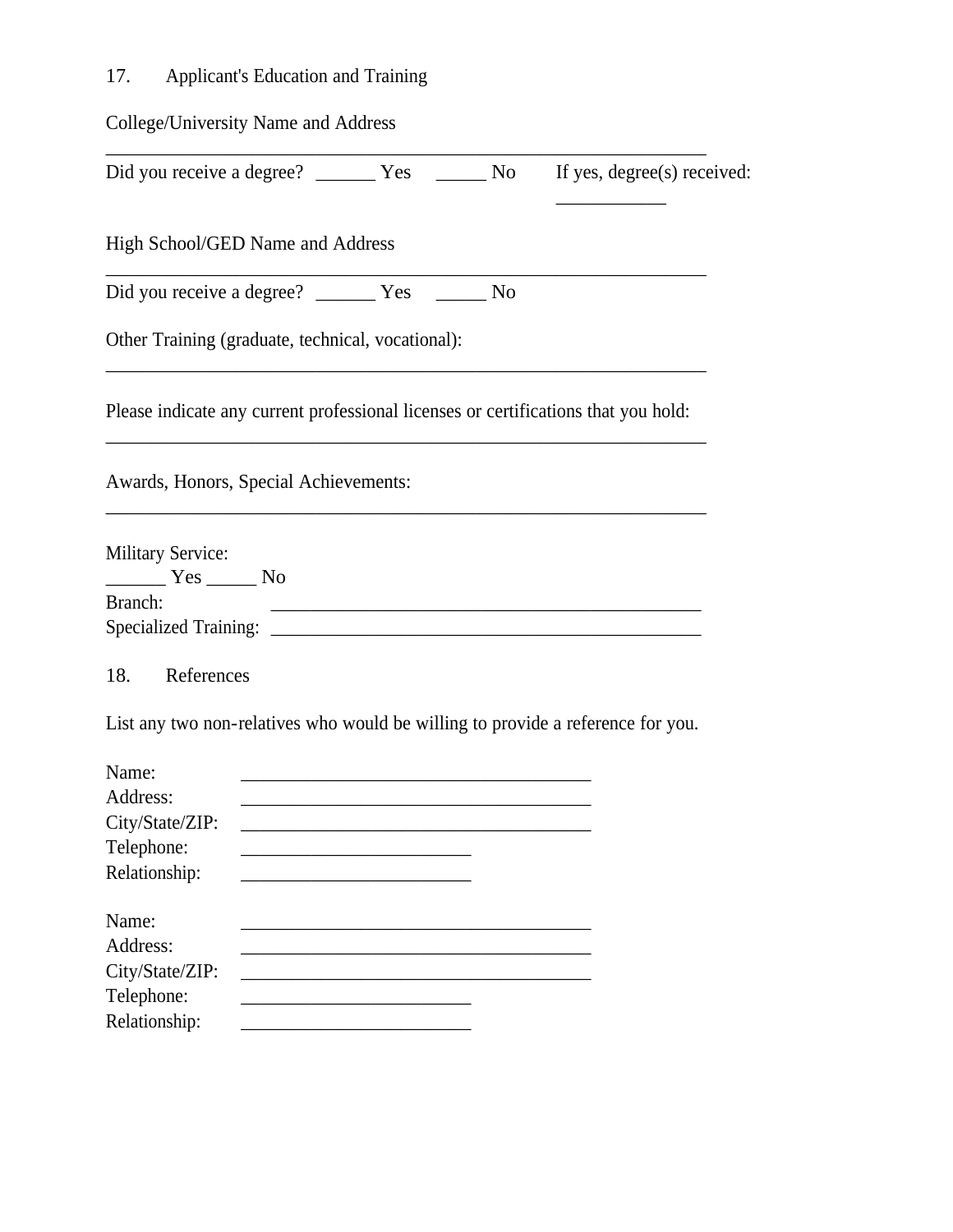17. Applicant's Education and Training

College/University Name and Address

_________________________________________________________________

Did you receive a degree? ______ Yes _____ No If yes, degree(s) received: ___________

High School/GED Name and Address

_________________________________________________________________

Did you receive a degree? ______ Yes _____ No

Other Training (graduate, technical, vocational):

_________________________________________________________________

Please indicate any current professional licenses or certifications that you hold:

_________________________________________________________________

Awards, Honors, Special Achievements:

_________________________________________________________________

Military Service:
______ Yes _____ No
Branch: _______________________________________________
Specialized Training: _______________________________________________

18. References

List any two non-relatives who would be willing to provide a reference for you.

Name: ______________________________________
Address: ______________________________________
City/State/ZIP: ______________________________________
Telephone: _________________________
Relationship: _________________________

Name: ______________________________________
Address: ______________________________________
City/State/ZIP: ______________________________________
Telephone: _________________________
Relationship: _________________________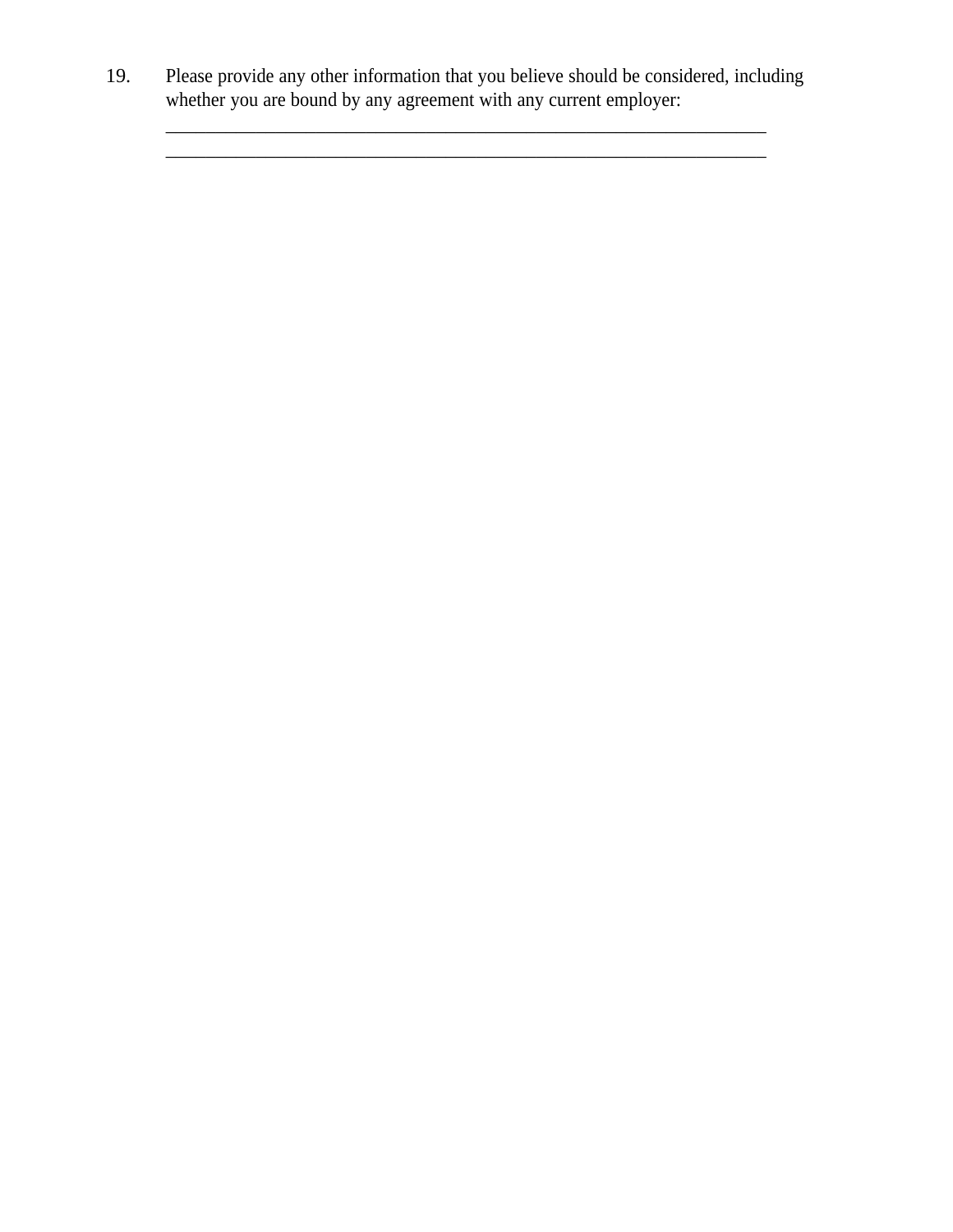19. Please provide any other information that you believe should be considered, including whether you are bound by any agreement with any current employer:
 ____________________________________________________________________
 ____________________________________________________________________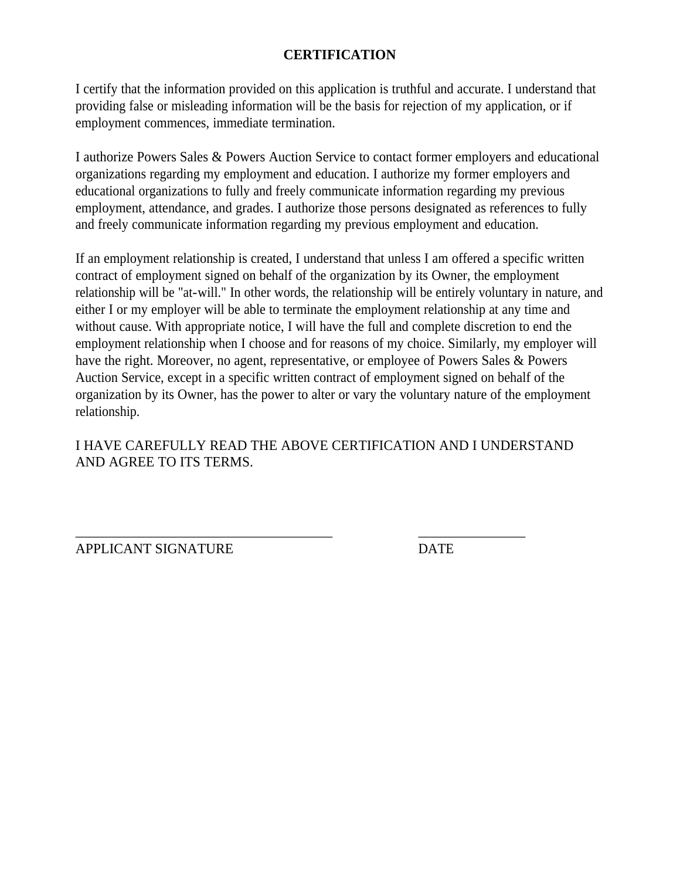## CERTIFICATION

I certify that the information provided on this application is truthful and accurate. I understand that providing false or misleading information will be the basis for rejection of my application, or if employment commences, immediate termination.

I authorize Powers Sales & Powers Auction Service to contact former employers and educational organizations regarding my employment and education. I authorize my former employers and educational organizations to fully and freely communicate information regarding my previous employment, attendance, and grades. I authorize those persons designated as references to fully and freely communicate information regarding my previous employment and education.

If an employment relationship is created, I understand that unless I am offered a specific written contract of employment signed on behalf of the organization by its Owner, the employment relationship will be "at-will." In other words, the relationship will be entirely voluntary in nature, and either I or my employer will be able to terminate the employment relationship at any time and without cause. With appropriate notice, I will have the full and complete discretion to end the employment relationship when I choose and for reasons of my choice. Similarly, my employer will have the right. Moreover, no agent, representative, or employee of Powers Sales & Powers Auction Service, except in a specific written contract of employment signed on behalf of the organization by its Owner, has the power to alter or vary the voluntary nature of the employment relationship.

I HAVE CAREFULLY READ THE ABOVE CERTIFICATION AND I UNDERSTAND AND AGREE TO ITS TERMS.

_______________________________________ ________________

APPLICANT SIGNATURE DATE